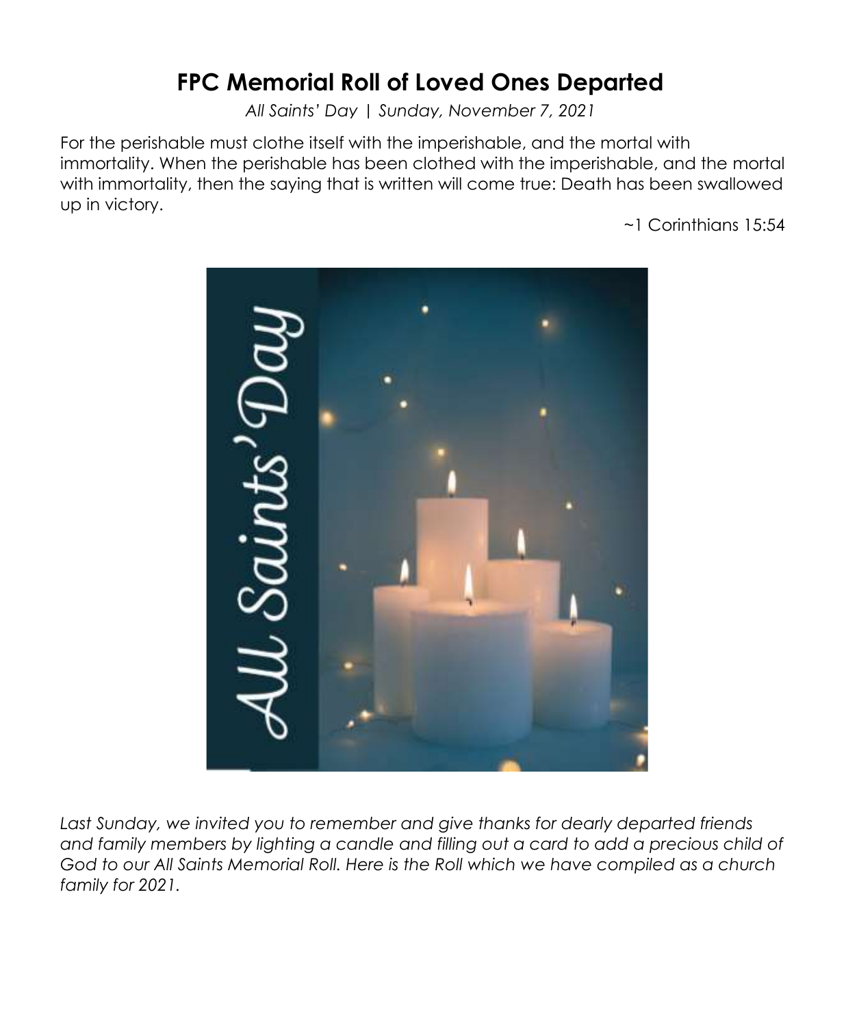# FPC Memorial Roll of Loved Ones Departed

*All Saints' Day | Sunday, November 7, 2021*

For the perishable must clothe itself with the imperishable, and the mortal with immortality. When the perishable has been clothed with the imperishable, and the mortal with immortality, then the saying that is written will come true: Death has been swallowed up in victory.

~1 Corinthians 15:54

*Last Sunday, we invited you to remember and give thanks for dearly departed friends and family members by lighting a candle and filling out a card to add a precious child of God to our All Saints Memorial Roll. Here is the Roll which we have compiled as a church family for 2021.*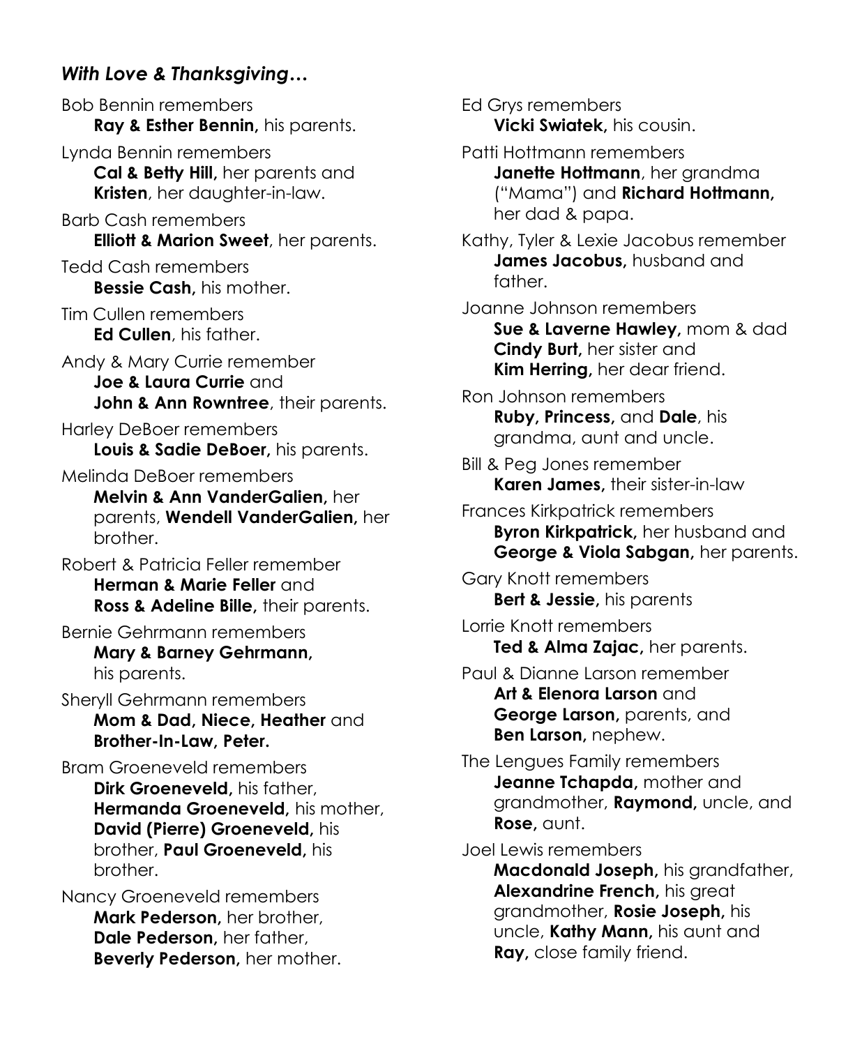### *With Love & Thanksgiving…*

Bob Bennin remembers
**Ray & Esther Bennin,** his parents.

Lynda Bennin remembers
**Cal & Betty Hill,** her parents and **Kristen**, her daughter-in-law.

Barb Cash remembers
**Elliott & Marion Sweet**, her parents.

Tedd Cash remembers
**Bessie Cash,** his mother.

Tim Cullen remembers
**Ed Cullen**, his father.

Andy & Mary Currie remember
**Joe & Laura Currie** and **John & Ann Rowntree**, their parents.

Harley DeBoer remembers
**Louis & Sadie DeBoer,** his parents.

Melinda DeBoer remembers
**Melvin & Ann VanderGalien,** her parents, **Wendell VanderGalien,** her brother.

Robert & Patricia Feller remember
**Herman & Marie Feller** and **Ross & Adeline Bille,** their parents.

Bernie Gehrmann remembers
**Mary & Barney Gehrmann,** his parents.

Sheryll Gehrmann remembers
**Mom & Dad, Niece, Heather** and **Brother-In-Law, Peter.**

Bram Groeneveld remembers
**Dirk Groeneveld,** his father, **Hermanda Groeneveld,** his mother, **David (Pierre) Groeneveld,** his brother, **Paul Groeneveld,** his brother.

Nancy Groeneveld remembers
**Mark Pederson,** her brother, **Dale Pederson,** her father, **Beverly Pederson,** her mother.

Ed Grys remembers
**Vicki Swiatek,** his cousin.

Patti Hottmann remembers
**Janette Hottmann**, her grandma ("Mama") and **Richard Hottmann,** her dad & papa.

Kathy, Tyler & Lexie Jacobus remember
**James Jacobus,** husband and father.

Joanne Johnson remembers
**Sue & Laverne Hawley,** mom & dad **Cindy Burt,** her sister and **Kim Herring,** her dear friend.

Ron Johnson remembers
**Ruby, Princess,** and **Dale**, his grandma, aunt and uncle.

Bill & Peg Jones remember
**Karen James,** their sister-in-law

Frances Kirkpatrick remembers
**Byron Kirkpatrick,** her husband and **George & Viola Sabgan,** her parents.

Gary Knott remembers
**Bert & Jessie,** his parents

Lorrie Knott remembers
**Ted & Alma Zajac,** her parents.

Paul & Dianne Larson remember
**Art & Elenora Larson** and **George Larson,** parents, and **Ben Larson,** nephew.

The Lengues Family remembers
**Jeanne Tchapda,** mother and grandmother, **Raymond,** uncle, and **Rose,** aunt.

Joel Lewis remembers
**Macdonald Joseph,** his grandfather, **Alexandrine French,** his great grandmother, **Rosie Joseph,** his uncle, **Kathy Mann,** his aunt and **Ray,** close family friend.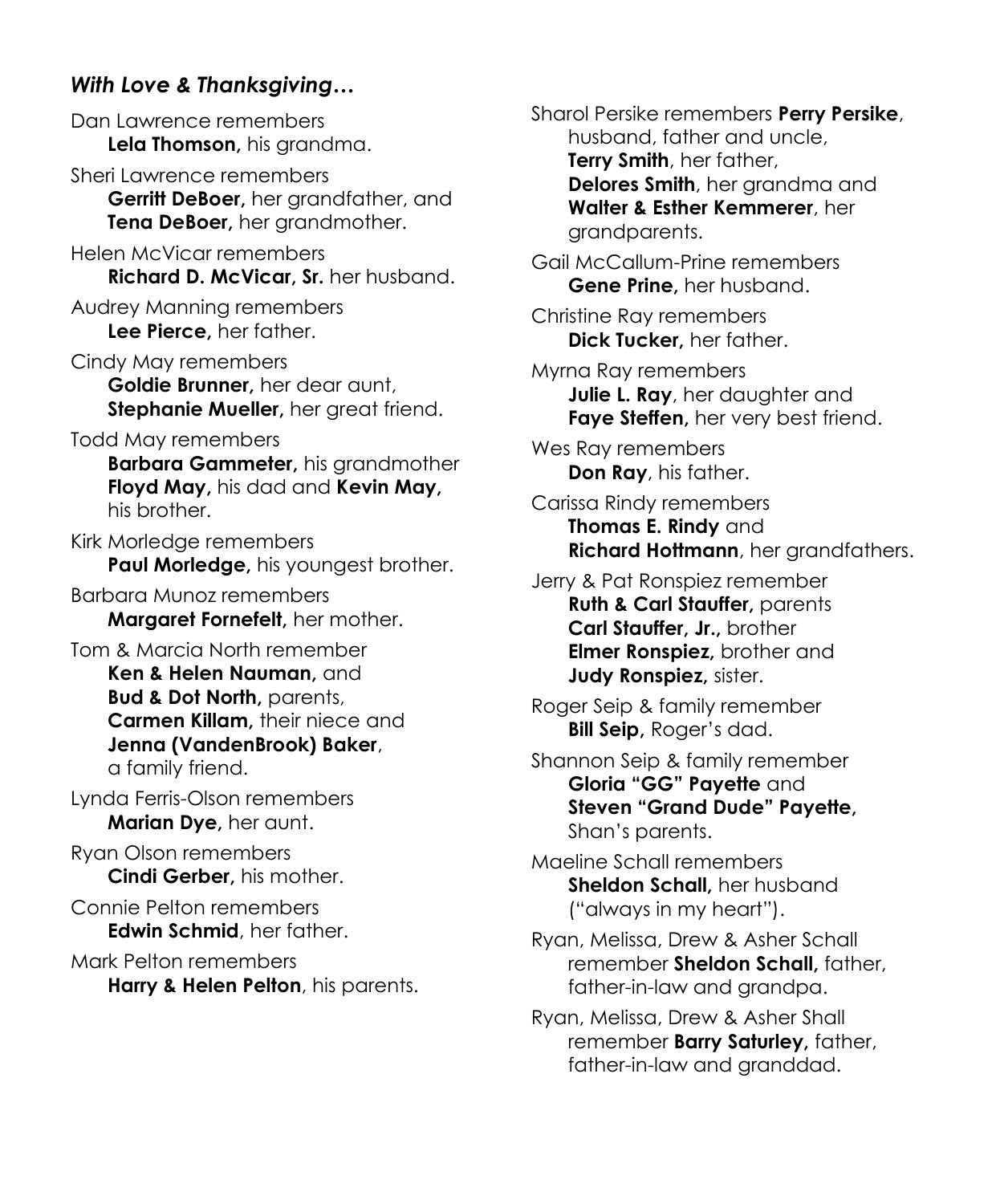*With Love & Thanksgiving…*

Dan Lawrence remembers
**Lela Thomson,** his grandma.

Sheri Lawrence remembers
**Gerritt DeBoer,** her grandfather, and
**Tena DeBoer,** her grandmother.

Helen McVicar remembers
**Richard D. McVicar, Sr.** her husband.

Audrey Manning remembers
**Lee Pierce,** her father.

Cindy May remembers
**Goldie Brunner,** her dear aunt,
**Stephanie Mueller,** her great friend.

Todd May remembers
**Barbara Gammeter,** his grandmother
**Floyd May,** his dad and **Kevin May,** his brother.

Kirk Morledge remembers
**Paul Morledge,** his youngest brother.

Barbara Munoz remembers
**Margaret Fornefelt,** her mother.

Tom & Marcia North remember
**Ken & Helen Nauman,** and
**Bud & Dot North,** parents,
**Carmen Killam,** their niece and
**Jenna (VandenBrook) Baker**, a family friend.

Lynda Ferris-Olson remembers
**Marian Dye,** her aunt.

Ryan Olson remembers
**Cindi Gerber,** his mother.

Connie Pelton remembers
**Edwin Schmid**, her father.

Mark Pelton remembers
**Harry & Helen Pelton**, his parents.

Sharol Persike remembers **Perry Persike**, husband, father and uncle,
**Terry Smith**, her father,
**Delores Smith**, her grandma and
**Walter & Esther Kemmerer**, her grandparents.

Gail McCallum-Prine remembers
**Gene Prine,** her husband.

Christine Ray remembers
**Dick Tucker,** her father.

Myrna Ray remembers
**Julie L. Ray**, her daughter and
**Faye Steffen,** her very best friend.

Wes Ray remembers
**Don Ray**, his father.

Carissa Rindy remembers
**Thomas E. Rindy** and
**Richard Hottmann**, her grandfathers.

Jerry & Pat Ronspiez remember
**Ruth & Carl Stauffer,** parents
**Carl Stauffer, Jr.,** brother
**Elmer Ronspiez,** brother and
**Judy Ronspiez,** sister.

Roger Seip & family remember
**Bill Seip,** Roger's dad.

Shannon Seip & family remember
**Gloria "GG" Payette** and
**Steven "Grand Dude" Payette,** Shan's parents.

Maeline Schall remembers
**Sheldon Schall,** her husband ("always in my heart").

Ryan, Melissa, Drew & Asher Schall remember **Sheldon Schall,** father, father-in-law and grandpa.

Ryan, Melissa, Drew & Asher Shall remember **Barry Saturley,** father, father-in-law and granddad.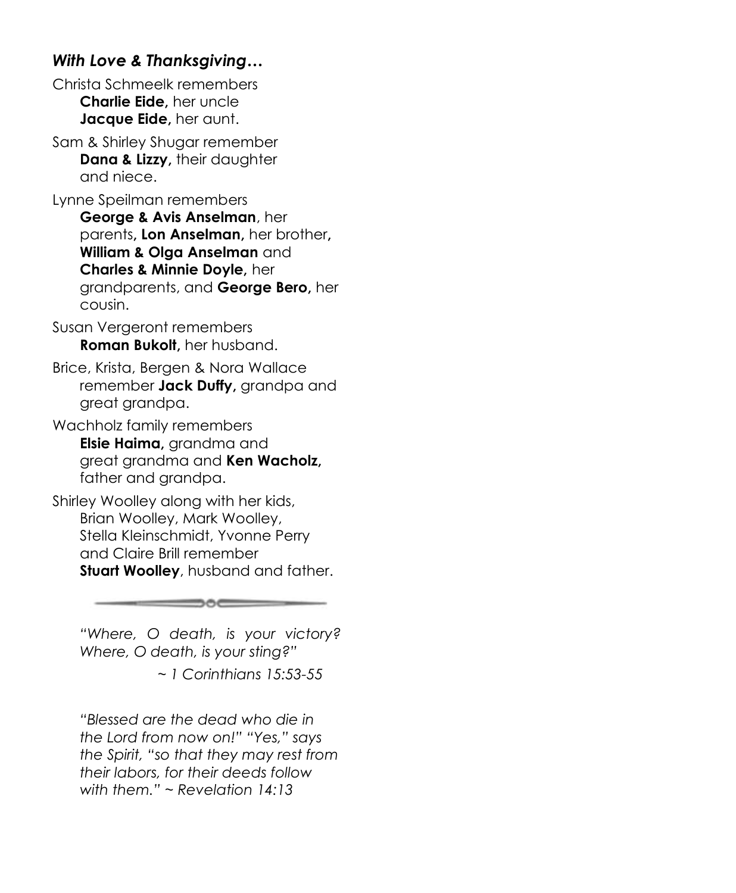***With Love & Thanksgiving…***

Christa Schmeelk remembers
**Charlie Eide,** her uncle
**Jacque Eide,** her aunt.

Sam & Shirley Shugar remember
**Dana & Lizzy,** their daughter and niece.

Lynne Speilman remembers
**George & Avis Anselman**, her parents**, Lon Anselman,** her brother**, William & Olga Anselman** and **Charles & Minnie Doyle,** her grandparents, and **George Bero,** her cousin.

Susan Vergeront remembers
**Roman Bukolt,** her husband.

Brice, Krista, Bergen & Nora Wallace remember **Jack Duffy,** grandpa and great grandpa.

Wachholz family remembers
**Elsie Haima,** grandma and great grandma and **Ken Wacholz,** father and grandpa.

Shirley Woolley along with her kids, Brian Woolley, Mark Woolley, Stella Kleinschmidt, Yvonne Perry and Claire Brill remember
**Stuart Woolley**, husband and father.

---

*"Where, O death, is your victory? Where, O death, is your sting?"*

*~ 1 Corinthians 15:53-55*

*"Blessed are the dead who die in the Lord from now on!" "Yes," says the Spirit, "so that they may rest from their labors, for their deeds follow with them." ~ Revelation 14:13*